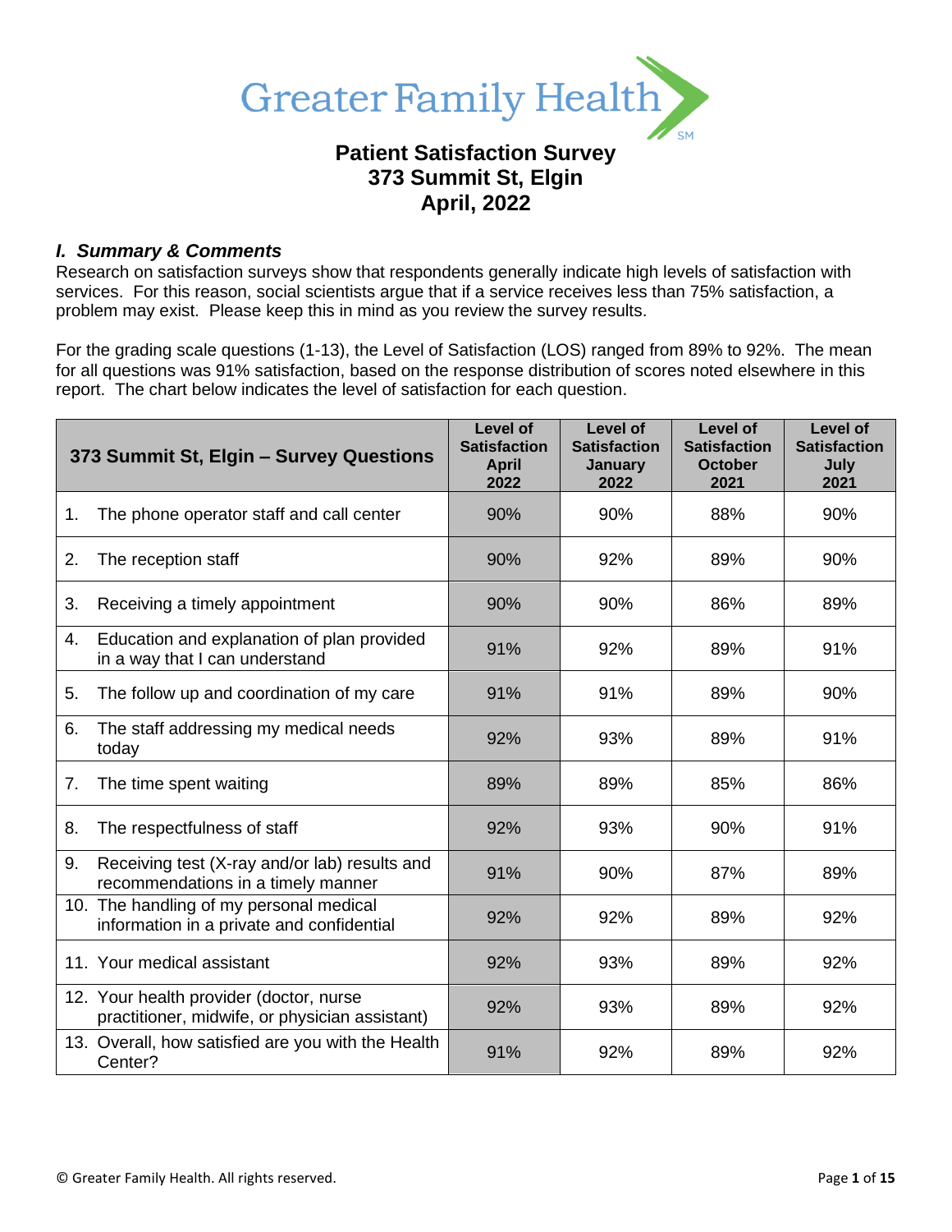# Greater Family Health

## Patient Satisfaction Survey
## 373 Summit St, Elgin
## April, 2022

### *I. Summary & Comments*

Research on satisfaction surveys show that respondents generally indicate high levels of satisfaction with services. For this reason, social scientists argue that if a service receives less than 75% satisfaction, a problem may exist. Please keep this in mind as you review the survey results.

For the grading scale questions (1-13), the Level of Satisfaction (LOS) ranged from 89% to 92%. The mean for all questions was 91% satisfaction, based on the response distribution of scores noted elsewhere in this report. The chart below indicates the level of satisfaction for each question.

| 373 Summit St, Elgin – Survey Questions | Level of Satisfaction April 2022 | Level of Satisfaction January 2022 | Level of Satisfaction October 2021 | Level of Satisfaction July 2021 |
|---|---|---|---|---|
| 1. The phone operator staff and call center | 90% | 90% | 88% | 90% |
| 2. The reception staff | 90% | 92% | 89% | 90% |
| 3. Receiving a timely appointment | 90% | 90% | 86% | 89% |
| 4. Education and explanation of plan provided in a way that I can understand | 91% | 92% | 89% | 91% |
| 5. The follow up and coordination of my care | 91% | 91% | 89% | 90% |
| 6. The staff addressing my medical needs today | 92% | 93% | 89% | 91% |
| 7. The time spent waiting | 89% | 89% | 85% | 86% |
| 8. The respectfulness of staff | 92% | 93% | 90% | 91% |
| 9. Receiving test (X-ray and/or lab) results and recommendations in a timely manner | 91% | 90% | 87% | 89% |
| 10. The handling of my personal medical information in a private and confidential | 92% | 92% | 89% | 92% |
| 11. Your medical assistant | 92% | 93% | 89% | 92% |
| 12. Your health provider (doctor, nurse practitioner, midwife, or physician assistant) | 92% | 93% | 89% | 92% |
| 13. Overall, how satisfied are you with the Health Center? | 91% | 92% | 89% | 92% |

© Greater Family Health. All rights reserved.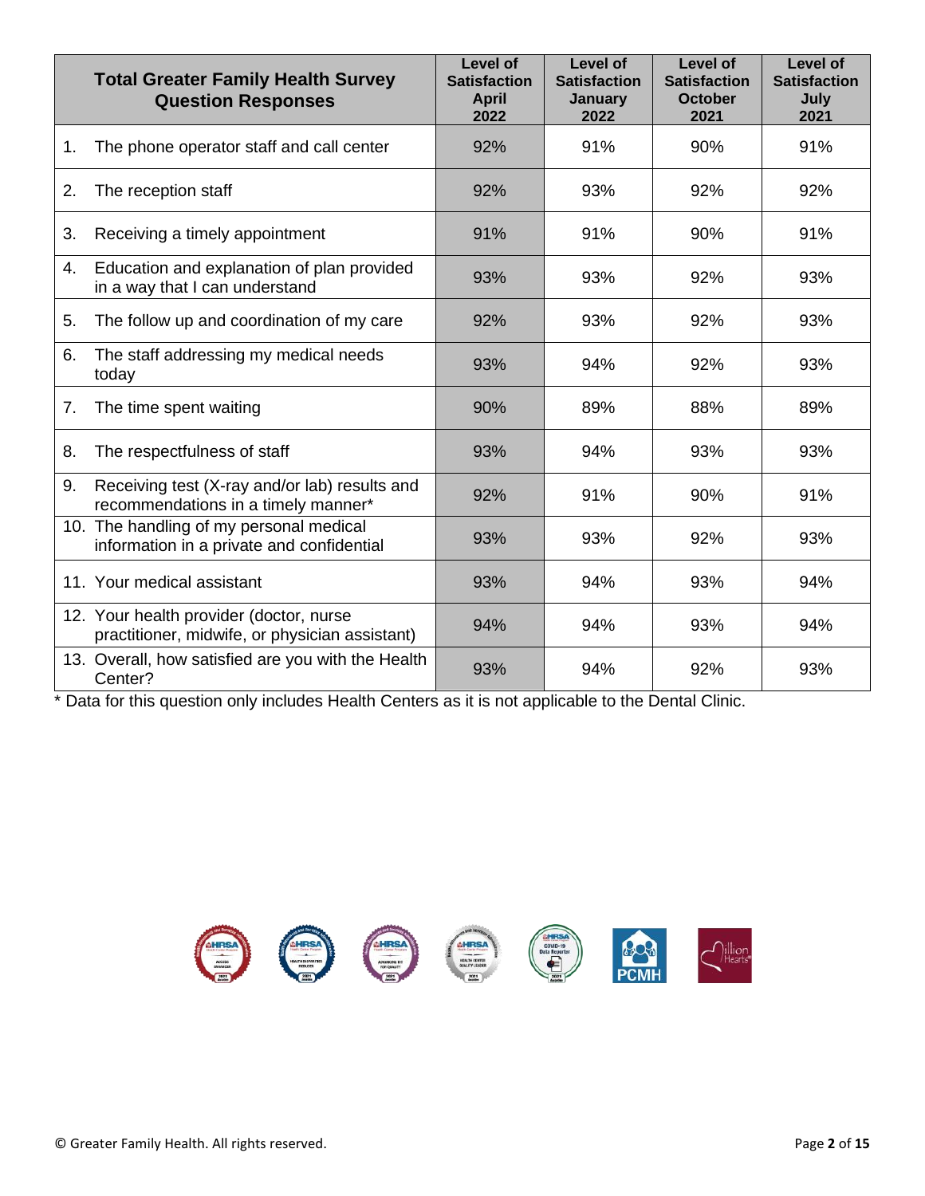| Total Greater Family Health Survey Question Responses | Level of Satisfaction April 2022 | Level of Satisfaction January 2022 | Level of Satisfaction October 2021 | Level of Satisfaction July 2021 |
|---|---|---|---|---|
| 1. The phone operator staff and call center | 92% | 91% | 90% | 91% |
| 2. The reception staff | 92% | 93% | 92% | 92% |
| 3. Receiving a timely appointment | 91% | 91% | 90% | 91% |
| 4. Education and explanation of plan provided in a way that I can understand | 93% | 93% | 92% | 93% |
| 5. The follow up and coordination of my care | 92% | 93% | 92% | 93% |
| 6. The staff addressing my medical needs today | 93% | 94% | 92% | 93% |
| 7. The time spent waiting | 90% | 89% | 88% | 89% |
| 8. The respectfulness of staff | 93% | 94% | 93% | 93% |
| 9. Receiving test (X-ray and/or lab) results and recommendations in a timely manner* | 92% | 91% | 90% | 91% |
| 10. The handling of my personal medical information in a private and confidential | 93% | 93% | 92% | 93% |
| 11. Your medical assistant | 93% | 94% | 93% | 94% |
| 12. Your health provider (doctor, nurse practitioner, midwife, or physician assistant) | 94% | 94% | 93% | 94% |
| 13. Overall, how satisfied are you with the Health Center? | 93% | 94% | 92% | 93% |

* Data for this question only includes Health Centers as it is not applicable to the Dental Clinic.

© Greater Family Health. All rights reserved.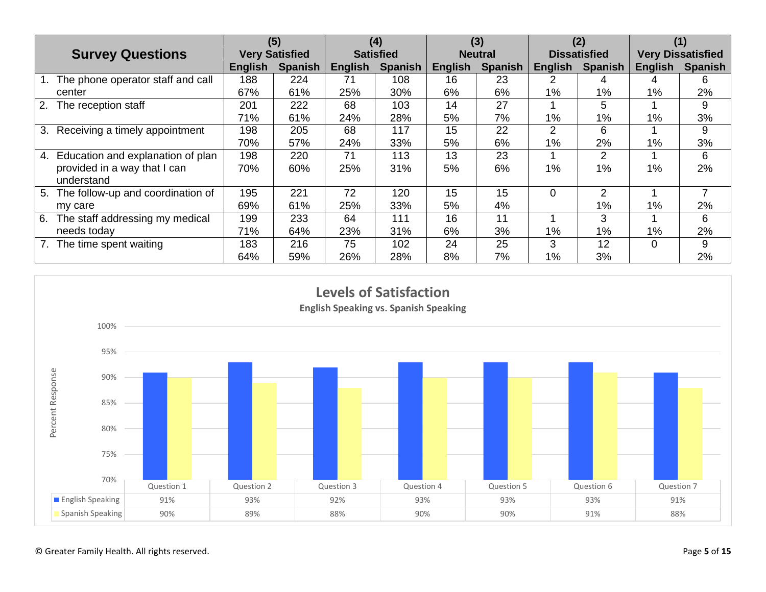| Survey Questions | (5) Very Satisfied | | (4) Satisfied | | (3) Neutral | | (2) Dissatisfied | | (1) Very Dissatisfied | |
|---|---|---|---|---|---|---|---|---|---|---|
| | English | Spanish | English | Spanish | English | Spanish | English | Spanish | English | Spanish |
| 1. The phone operator staff and call center | 188<br>67% | 224<br>61% | 71<br>25% | 108<br>30% | 16<br>6% | 23<br>6% | 2<br>1% | 4<br>1% | 4<br>1% | 6<br>2% |
| 2. The reception staff | 201<br>71% | 222<br>61% | 68<br>24% | 103<br>28% | 14<br>5% | 27<br>7% | 1<br>1% | 5<br>1% | 1<br>1% | 9<br>3% |
| 3. Receiving a timely appointment | 198<br>70% | 205<br>57% | 68<br>24% | 117<br>33% | 15<br>5% | 22<br>6% | 2<br>1% | 6<br>2% | 1<br>1% | 9<br>3% |
| 4. Education and explanation of plan provided in a way that I can understand | 198<br>70% | 220<br>60% | 71<br>25% | 113<br>31% | 13<br>5% | 23<br>6% | 1<br>1% | 2<br>1% | 1<br>1% | 6<br>2% |
| 5. The follow-up and coordination of my care | 195<br>69% | 221<br>61% | 72<br>25% | 120<br>33% | 15<br>5% | 15<br>4% | 0 | 2<br>1% | 1<br>1% | 7<br>2% |
| 6. The staff addressing my medical needs today | 199<br>71% | 233<br>64% | 64<br>23% | 111<br>31% | 16<br>6% | 11<br>3% | 1<br>1% | 3<br>1% | 1<br>1% | 6<br>2% |
| 7. The time spent waiting | 183<br>64% | 216<br>59% | 75<br>26% | 102<br>28% | 24<br>8% | 25<br>7% | 3<br>1% | 12<br>3% | 0 | 9<br>2% |

**Levels of Satisfaction**

English Speaking vs. Spanish Speaking

| | Question 1 | Question 2 | Question 3 | Question 4 | Question 5 | Question 6 | Question 7 |
|---|---|---|---|---|---|---|---|
| English Speaking | 91% | 93% | 92% | 93% | 93% | 93% | 91% |
| Spanish Speaking | 90% | 89% | 88% | 90% | 90% | 91% | 88% |

© Greater Family Health. All rights reserved.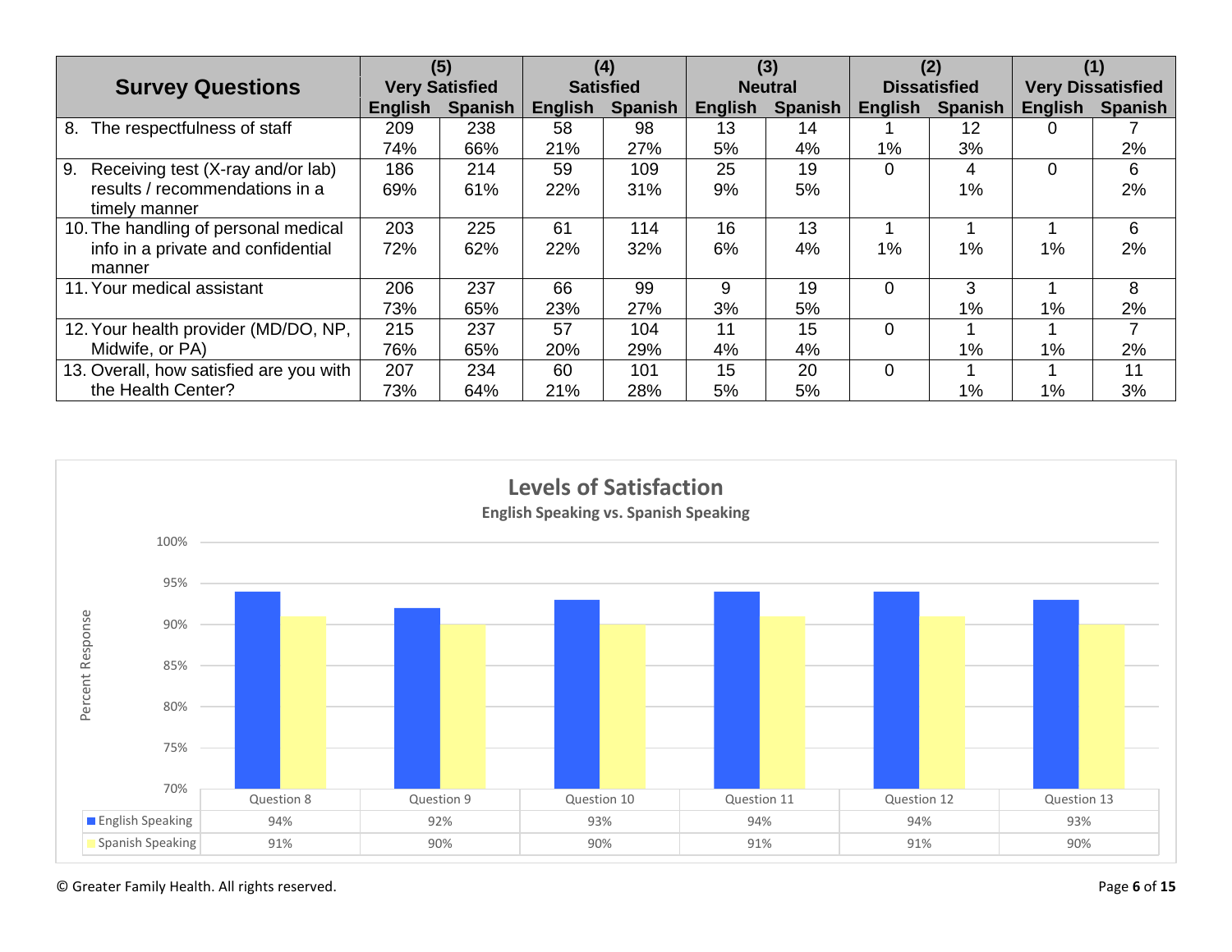| Survey Questions | (5) Very Satisfied | | (4) Satisfied | | (3) Neutral | | (2) Dissatisfied | | (1) Very Dissatisfied | |
|---|---|---|---|---|---|---|---|---|---|---|
| | English | Spanish | English | Spanish | English | Spanish | English | Spanish | English | Spanish |
| 8. The respectfulness of staff | 209<br>74% | 238<br>66% | 58<br>21% | 98<br>27% | 13<br>5% | 14<br>4% | 1<br>1% | 12<br>3% | 0 | 7<br>2% |
| 9. Receiving test (X-ray and/or lab) results / recommendations in a timely manner | 186<br>69% | 214<br>61% | 59<br>22% | 109<br>31% | 25<br>9% | 19<br>5% | 0 | 4<br>1% | 0 | 6<br>2% |
| 10. The handling of personal medical info in a private and confidential manner | 203<br>72% | 225<br>62% | 61<br>22% | 114<br>32% | 16<br>6% | 13<br>4% | 1<br>1% | 1<br>1% | 1<br>1% | 6<br>2% |
| 11. Your medical assistant | 206<br>73% | 237<br>65% | 66<br>23% | 99<br>27% | 9<br>3% | 19<br>5% | 0 | 3<br>1% | 1<br>1% | 8<br>2% |
| 12. Your health provider (MD/DO, NP, Midwife, or PA) | 215<br>76% | 237<br>65% | 57<br>20% | 104<br>29% | 11<br>4% | 15<br>4% | 0 | 1<br>1% | 1<br>1% | 7<br>2% |
| 13. Overall, how satisfied are you with the Health Center? | 207<br>73% | 234<br>64% | 60<br>21% | 101<br>28% | 15<br>5% | 20<br>5% | 0 | 1<br>1% | 1<br>1% | 11<br>3% |

**Levels of Satisfaction**

**English Speaking vs. Spanish Speaking**

| | Question 8 | Question 9 | Question 10 | Question 11 | Question 12 | Question 13 |
|---|---|---|---|---|---|---|
| English Speaking | 94% | 92% | 93% | 94% | 94% | 93% |
| Spanish Speaking | 91% | 90% | 90% | 91% | 91% | 90% |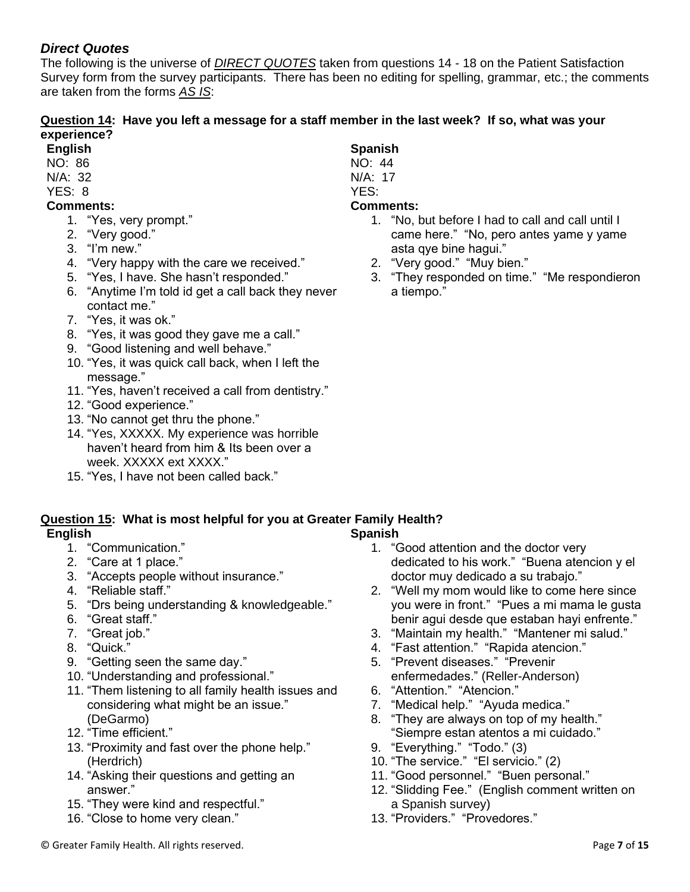### *Direct Quotes*

The following is the universe of ***DIRECT QUOTES*** taken from questions 14 - 18 on the Patient Satisfaction Survey form from the survey participants. There has been no editing for spelling, grammar, etc.; the comments are taken from the forms *AS IS*:

**Question 14: Have you left a message for a staff member in the last week? If so, what was your experience?**

**English**

NO: 86

N/A: 32

YES: 8

**Comments:**

1. "Yes, very prompt."
2. "Very good."
3. "I'm new."
4. "Very happy with the care we received."
5. "Yes, I have. She hasn't responded."
6. "Anytime I'm told id get a call back they never contact me."
7. "Yes, it was ok."
8. "Yes, it was good they gave me a call."
9. "Good listening and well behave."
10. "Yes, it was quick call back, when I left the message."
11. "Yes, haven't received a call from dentistry."
12. "Good experience."
13. "No cannot get thru the phone."
14. "Yes, XXXXX. My experience was horrible haven't heard from him & Its been over a week. XXXXX ext XXXX."
15. "Yes, I have not been called back."

**Spanish**

NO: 44

N/A: 17

YES:

**Comments:**

1. "No, but before I had to call and call until I came here." "No, pero antes yame y yame asta qye bine hagui."
2. "Very good." "Muy bien."
3. "They responded on time." "Me respondieron a tiempo."

**Question 15: What is most helpful for you at Greater Family Health?**

**English**

1. "Communication."
2. "Care at 1 place."
3. "Accepts people without insurance."
4. "Reliable staff."
5. "Drs being understanding & knowledgeable."
6. "Great staff."
7. "Great job."
8. "Quick."
9. "Getting seen the same day."
10. "Understanding and professional."
11. "Them listening to all family health issues and considering what might be an issue." (DeGarmo)
12. "Time efficient."
13. "Proximity and fast over the phone help." (Herdrich)
14. "Asking their questions and getting an answer."
15. "They were kind and respectful."
16. "Close to home very clean."

**Spanish**

1. "Good attention and the doctor very dedicated to his work." "Buena atencion y el doctor muy dedicado a su trabajo."
2. "Well my mom would like to come here since you were in front." "Pues a mi mama le gusta benir agui desde que estaban hayi enfrente."
3. "Maintain my health." "Mantener mi salud."
4. "Fast attention." "Rapida atencion."
5. "Prevent diseases." "Prevenir enfermedades." (Reller-Anderson)
6. "Attention." "Atencion."
7. "Medical help." "Ayuda medica."
8. "They are always on top of my health." "Siempre estan atentos a mi cuidado."
9. "Everything." "Todo." (3)
10. "The service." "El servicio." (2)
11. "Good personnel." "Buen personal."
12. "Slidding Fee." (English comment written on a Spanish survey)
13. "Providers." "Provedores."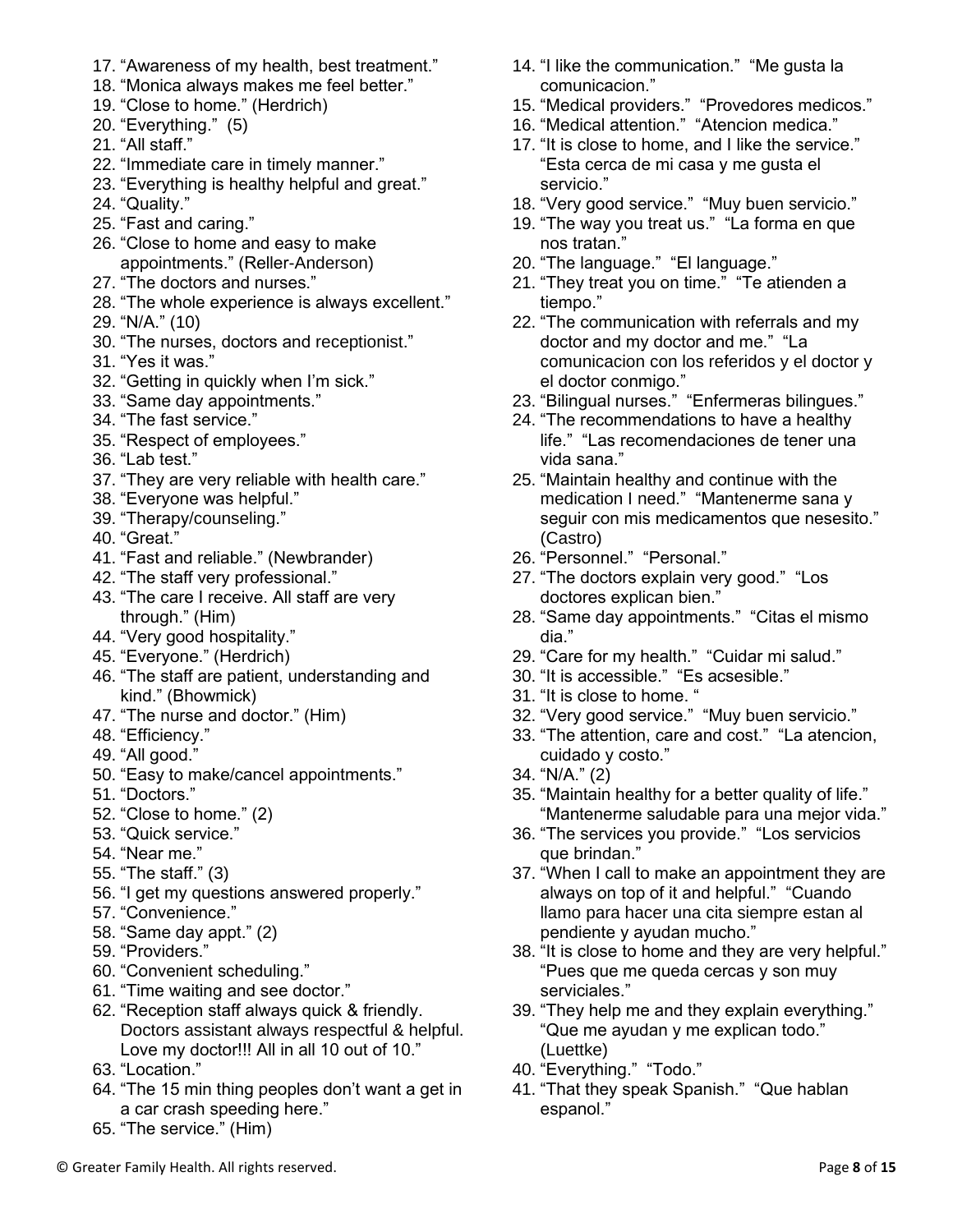17. "Awareness of my health, best treatment."
18. "Monica always makes me feel better."
19. "Close to home." (Herdrich)
20. "Everything." (5)
21. "All staff."
22. "Immediate care in timely manner."
23. "Everything is healthy helpful and great."
24. "Quality."
25. "Fast and caring."
26. "Close to home and easy to make appointments." (Reller-Anderson)
27. "The doctors and nurses."
28. "The whole experience is always excellent."
29. "N/A." (10)
30. "The nurses, doctors and receptionist."
31. "Yes it was."
32. "Getting in quickly when I'm sick."
33. "Same day appointments."
34. "The fast service."
35. "Respect of employees."
36. "Lab test."
37. "They are very reliable with health care."
38. "Everyone was helpful."
39. "Therapy/counseling."
40. "Great."
41. "Fast and reliable." (Newbrander)
42. "The staff very professional."
43. "The care I receive. All staff are very through." (Him)
44. "Very good hospitality."
45. "Everyone." (Herdrich)
46. "The staff are patient, understanding and kind." (Bhowmick)
47. "The nurse and doctor." (Him)
48. "Efficiency."
49. "All good."
50. "Easy to make/cancel appointments."
51. "Doctors."
52. "Close to home." (2)
53. "Quick service."
54. "Near me."
55. "The staff." (3)
56. "I get my questions answered properly."
57. "Convenience."
58. "Same day appt." (2)
59. "Providers."
60. "Convenient scheduling."
61. "Time waiting and see doctor."
62. "Reception staff always quick & friendly. Doctors assistant always respectful & helpful. Love my doctor!!! All in all 10 out of 10."
63. "Location."
64. "The 15 min thing peoples don't want a get in a car crash speeding here."
65. "The service." (Him)

14. "I like the communication." "Me gusta la comunicacion."
15. "Medical providers." "Provedores medicos."
16. "Medical attention." "Atencion medica."
17. "It is close to home, and I like the service." "Esta cerca de mi casa y me gusta el servicio."
18. "Very good service." "Muy buen servicio."
19. "The way you treat us." "La forma en que nos tratan."
20. "The language." "El language."
21. "They treat you on time." "Te atienden a tiempo."
22. "The communication with referrals and my doctor and my doctor and me." "La comunicacion con los referidos y el doctor y el doctor conmigo."
23. "Bilingual nurses." "Enfermeras bilingues."
24. "The recommendations to have a healthy life." "Las recomendaciones de tener una vida sana."
25. "Maintain healthy and continue with the medication I need." "Mantenerme sana y seguir con mis medicamentos que nesesito." (Castro)
26. "Personnel." "Personal."
27. "The doctors explain very good." "Los doctores explican bien."
28. "Same day appointments." "Citas el mismo dia."
29. "Care for my health." "Cuidar mi salud."
30. "It is accessible." "Es acsesible."
31. "It is close to home. "
32. "Very good service." "Muy buen servicio."
33. "The attention, care and cost." "La atencion, cuidado y costo."
34. "N/A." (2)
35. "Maintain healthy for a better quality of life." "Mantenerme saludable para una mejor vida."
36. "The services you provide." "Los servicios que brindan."
37. "When I call to make an appointment they are always on top of it and helpful." "Cuando llamo para hacer una cita siempre estan al pendiente y ayudan mucho."
38. "It is close to home and they are very helpful." "Pues que me queda cercas y son muy serviciales."
39. "They help me and they explain everything." "Que me ayudan y me explican todo." (Luettke)
40. "Everything." "Todo."
41. "That they speak Spanish." "Que hablan espanol."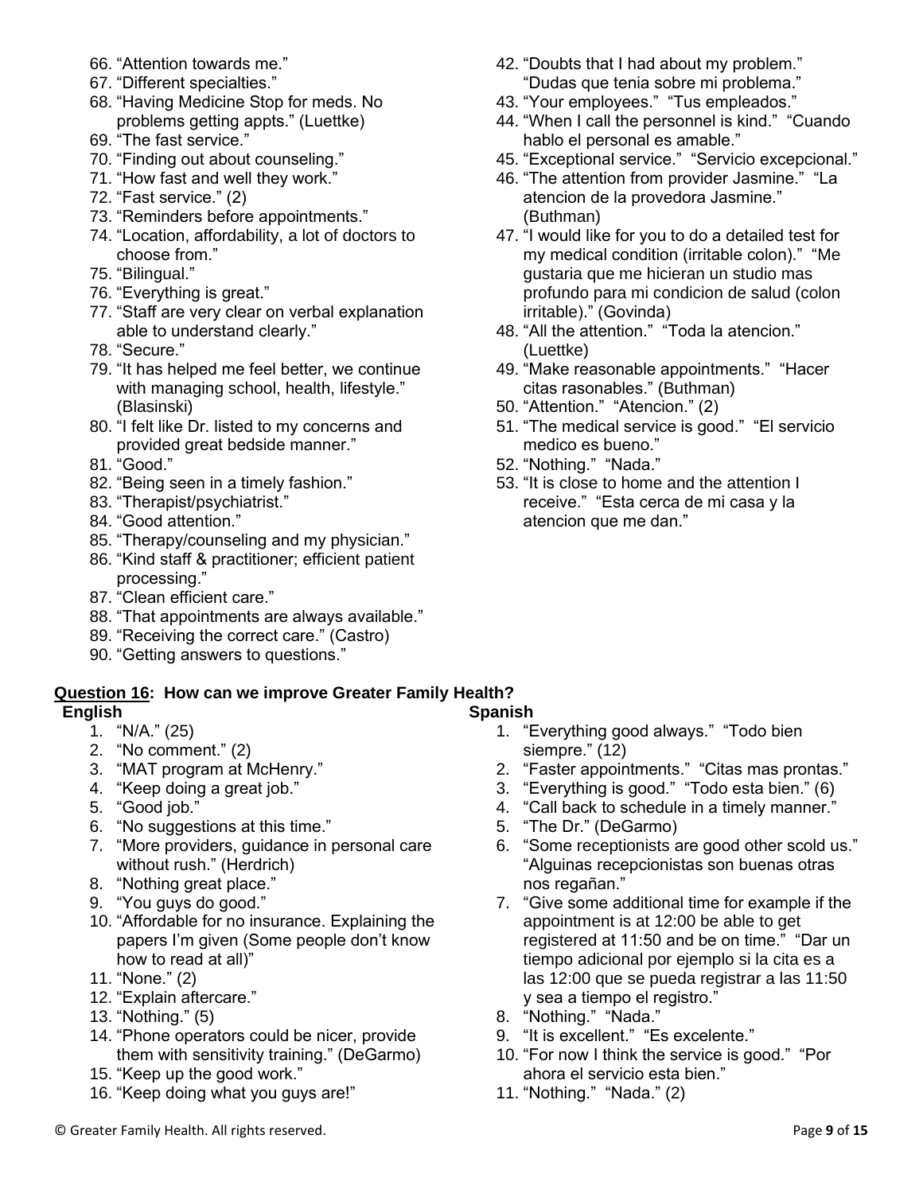66. "Attention towards me."
67. "Different specialties."
68. "Having Medicine Stop for meds. No problems getting appts." (Luettke)
69. "The fast service."
70. "Finding out about counseling."
71. "How fast and well they work."
72. "Fast service." (2)
73. "Reminders before appointments."
74. "Location, affordability, a lot of doctors to choose from."
75. "Bilingual."
76. "Everything is great."
77. "Staff are very clear on verbal explanation able to understand clearly."
78. "Secure."
79. "It has helped me feel better, we continue with managing school, health, lifestyle." (Blasinski)
80. "I felt like Dr. listed to my concerns and provided great bedside manner."
81. "Good."
82. "Being seen in a timely fashion."
83. "Therapist/psychiatrist."
84. "Good attention."
85. "Therapy/counseling and my physician."
86. "Kind staff & practitioner; efficient patient processing."
87. "Clean efficient care."
88. "That appointments are always available."
89. "Receiving the correct care." (Castro)
90. "Getting answers to questions."

42. "Doubts that I had about my problem." "Dudas que tenia sobre mi problema."
43. "Your employees." "Tus empleados."
44. "When I call the personnel is kind." "Cuando hablo el personal es amable."
45. "Exceptional service." "Servicio excepcional."
46. "The attention from provider Jasmine." "La atencion de la provedora Jasmine." (Buthman)
47. "I would like for you to do a detailed test for my medical condition (irritable colon)." "Me gustaria que me hicieran un studio mas profundo para mi condicion de salud (colon irritable)." (Govinda)
48. "All the attention." "Toda la atencion." (Luettke)
49. "Make reasonable appointments." "Hacer citas rasonables." (Buthman)
50. "Attention." "Atencion." (2)
51. "The medical service is good." "El servicio medico es bueno."
52. "Nothing." "Nada."
53. "It is close to home and the attention I receive." "Esta cerca de mi casa y la atencion que me dan."

**Question 16: How can we improve Greater Family Health?**

**English**

1. "N/A." (25)
2. "No comment." (2)
3. "MAT program at McHenry."
4. "Keep doing a great job."
5. "Good job."
6. "No suggestions at this time."
7. "More providers, guidance in personal care without rush." (Herdrich)
8. "Nothing great place."
9. "You guys do good."
10. "Affordable for no insurance. Explaining the papers I'm given (Some people don't know how to read at all)"
11. "None." (2)
12. "Explain aftercare."
13. "Nothing." (5)
14. "Phone operators could be nicer, provide them with sensitivity training." (DeGarmo)
15. "Keep up the good work."
16. "Keep doing what you guys are!"

**Spanish**

1. "Everything good always." "Todo bien siempre." (12)
2. "Faster appointments." "Citas mas prontas."
3. "Everything is good." "Todo esta bien." (6)
4. "Call back to schedule in a timely manner."
5. "The Dr." (DeGarmo)
6. "Some receptionists are good other scold us." "Alguinas recepcionistas son buenas otras nos regañan."
7. "Give some additional time for example if the appointment is at 12:00 be able to get registered at 11:50 and be on time." "Dar un tiempo adicional por ejemplo si la cita es a las 12:00 que se pueda registrar a las 11:50 y sea a tiempo el registro."
8. "Nothing." "Nada."
9. "It is excellent." "Es excelente."
10. "For now I think the service is good." "Por ahora el servicio esta bien."
11. "Nothing." "Nada." (2)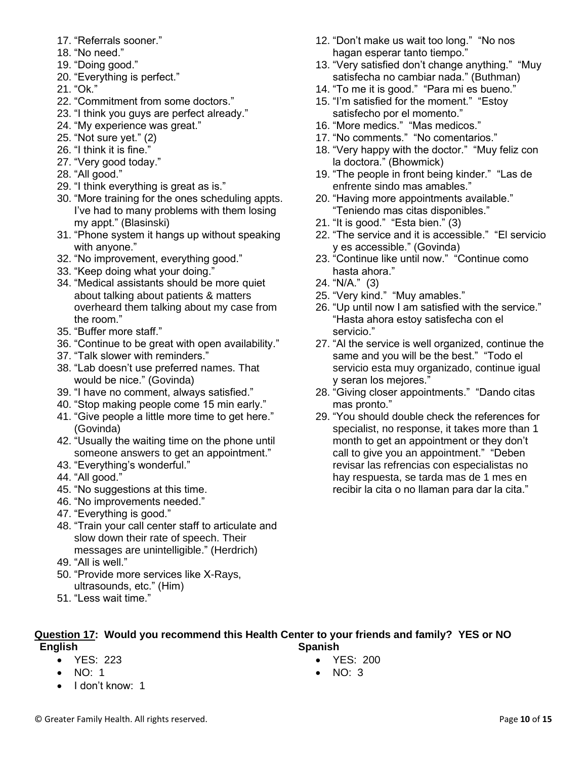17. "Referrals sooner."
18. "No need."
19. "Doing good."
20. "Everything is perfect."
21. "Ok."
22. "Commitment from some doctors."
23. "I think you guys are perfect already."
24. "My experience was great."
25. "Not sure yet." (2)
26. "I think it is fine."
27. "Very good today."
28. "All good."
29. "I think everything is great as is."
30. "More training for the ones scheduling appts. I've had to many problems with them losing my appt." (Blasinski)
31. "Phone system it hangs up without speaking with anyone."
32. "No improvement, everything good."
33. "Keep doing what your doing."
34. "Medical assistants should be more quiet about talking about patients & matters overheard them talking about my case from the room."
35. "Buffer more staff."
36. "Continue to be great with open availability."
37. "Talk slower with reminders."
38. "Lab doesn't use preferred names. That would be nice." (Govinda)
39. "I have no comment, always satisfied."
40. "Stop making people come 15 min early."
41. "Give people a little more time to get here." (Govinda)
42. "Usually the waiting time on the phone until someone answers to get an appointment."
43. "Everything's wonderful."
44. "All good."
45. "No suggestions at this time.
46. "No improvements needed."
47. "Everything is good."
48. "Train your call center staff to articulate and slow down their rate of speech. Their messages are unintelligible." (Herdrich)
49. "All is well."
50. "Provide more services like X-Rays, ultrasounds, etc." (Him)
51. "Less wait time."

12. "Don't make us wait too long." "No nos hagan esperar tanto tiempo."
13. "Very satisfied don't change anything." "Muy satisfecha no cambiar nada." (Buthman)
14. "To me it is good." "Para mi es bueno."
15. "I'm satisfied for the moment." "Estoy satisfecho por el momento."
16. "More medics." "Mas medicos."
17. "No comments." "No comentarios."
18. "Very happy with the doctor." "Muy feliz con la doctora." (Bhowmick)
19. "The people in front being kinder." "Las de enfrente sindo mas amables."
20. "Having more appointments available." "Teniendo mas citas disponibles."
21. "It is good." "Esta bien." (3)
22. "The service and it is accessible." "El servicio y es accessible." (Govinda)
23. "Continue like until now." "Continue como hasta ahora."
24. "N/A." (3)
25. "Very kind." "Muy amables."
26. "Up until now I am satisfied with the service." "Hasta ahora estoy satisfecha con el servicio."
27. "Al the service is well organized, continue the same and you will be the best." "Todo el servicio esta muy organizado, continue igual y seran los mejores."
28. "Giving closer appointments." "Dando citas mas pronto."
29. "You should double check the references for specialist, no response, it takes more than 1 month to get an appointment or they don't call to give you an appointment." "Deben revisar las refrencias con especialistas no hay respuesta, se tarda mas de 1 mes en recibir la cita o no llaman para dar la cita."

**Question 17: Would you recommend this Health Center to your friends and family? YES or NO**

**English**

- YES: 223
- NO: 1
- I don't know: 1

**Spanish**

- YES: 200
- NO: 3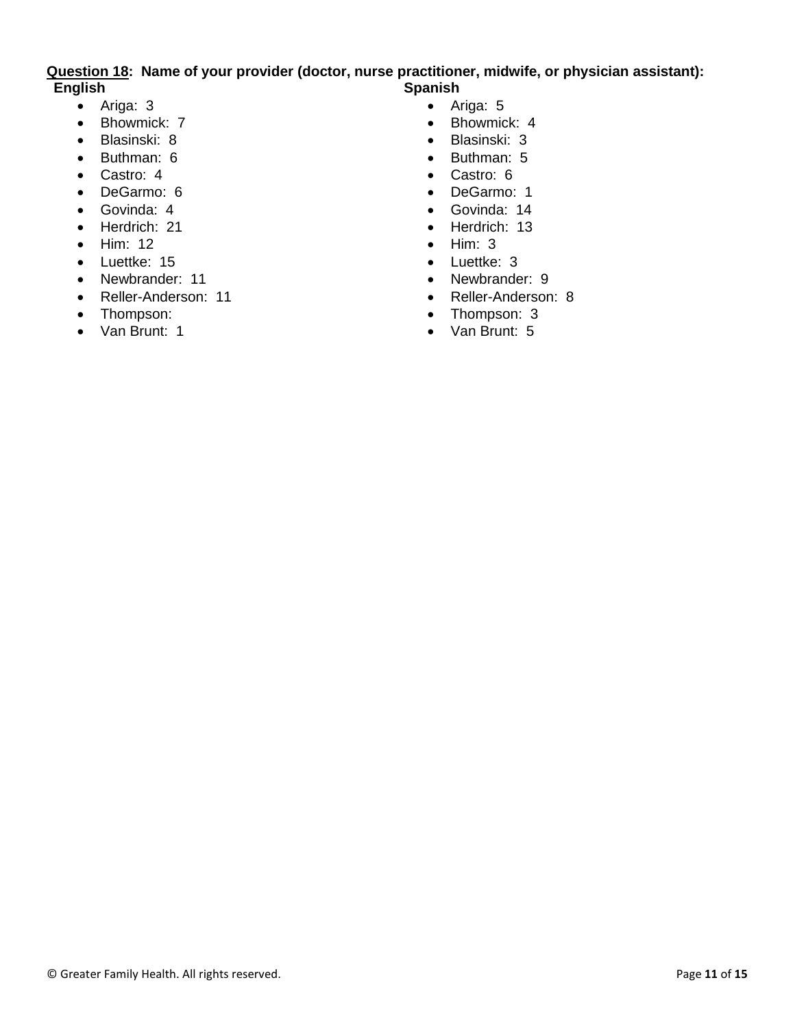**<u>Question 18</u>: Name of your provider (doctor, nurse practitioner, midwife, or physician assistant):**

**English**

- Ariga: 3
- Bhowmick: 7
- Blasinski: 8
- Buthman: 6
- Castro: 4
- DeGarmo: 6
- Govinda: 4
- Herdrich: 21
- Him: 12
- Luettke: 15
- Newbrander: 11
- Reller-Anderson: 11
- Thompson:
- Van Brunt: 1

**Spanish**

- Ariga: 5
- Bhowmick: 4
- Blasinski: 3
- Buthman: 5
- Castro: 6
- DeGarmo: 1
- Govinda: 14
- Herdrich: 13
- Him: 3
- Luettke: 3
- Newbrander: 9
- Reller-Anderson: 8
- Thompson: 3
- Van Brunt: 5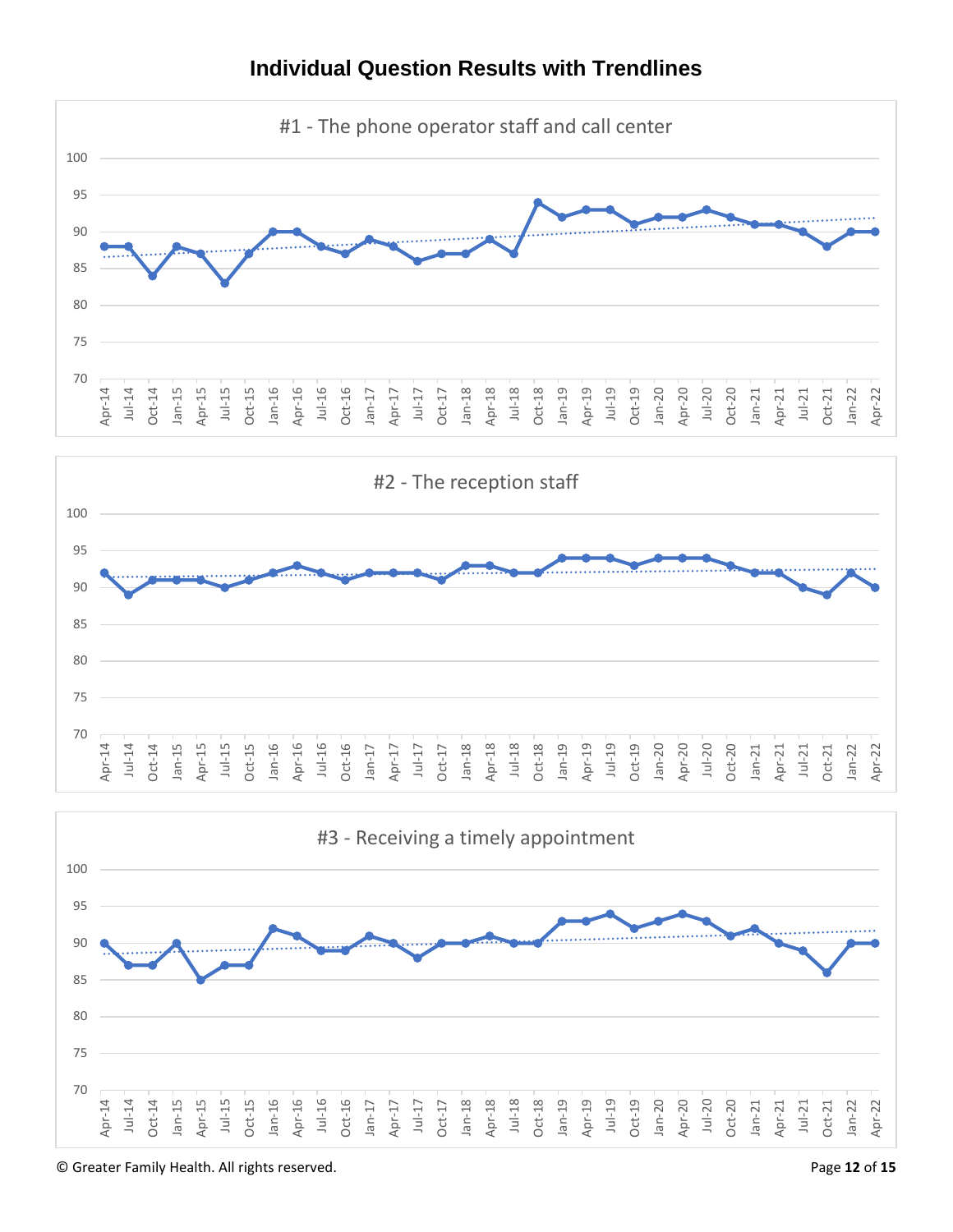# Individual Question Results with Trendlines

#1 - The phone operator staff and call center

| Quarter | Score |
|---|---|
| Apr-14 | 88 |
| Jul-14 | 88 |
| Oct-14 | 84 |
| Jan-15 | 88 |
| Apr-15 | 87 |
| Jul-15 | 83 |
| Oct-15 | 87 |
| Jan-16 | 90 |
| Apr-16 | 90 |
| Jul-16 | 88 |
| Oct-16 | 87 |
| Jan-17 | 89 |
| Apr-17 | 88 |
| Jul-17 | 86 |
| Oct-17 | 87 |
| Jan-18 | 87 |
| Apr-18 | 89 |
| Jul-18 | 87 |
| Oct-18 | 94 |
| Jan-19 | 92 |
| Apr-19 | 93 |
| Jul-19 | 93 |
| Oct-19 | 91 |
| Jan-20 | 92 |
| Apr-20 | 92 |
| Jul-20 | 93 |
| Oct-20 | 92 |
| Jan-21 | 91 |
| Apr-21 | 91 |
| Jul-21 | 90 |
| Oct-21 | 88 |
| Jan-22 | 90 |
| Apr-22 | 90 |

#2 - The reception staff

| Quarter | Score |
|---|---|
| Apr-14 | 92 |
| Jul-14 | 89 |
| Oct-14 | 91 |
| Jan-15 | 91 |
| Apr-15 | 91 |
| Jul-15 | 90 |
| Oct-15 | 91 |
| Jan-16 | 92 |
| Apr-16 | 93 |
| Jul-16 | 92 |
| Oct-16 | 91 |
| Jan-17 | 92 |
| Apr-17 | 92 |
| Jul-17 | 92 |
| Oct-17 | 91 |
| Jan-18 | 93 |
| Apr-18 | 93 |
| Jul-18 | 92 |
| Oct-18 | 92 |
| Jan-19 | 94 |
| Apr-19 | 94 |
| Jul-19 | 94 |
| Oct-19 | 93 |
| Jan-20 | 94 |
| Apr-20 | 94 |
| Jul-20 | 94 |
| Oct-20 | 93 |
| Jan-21 | 92 |
| Apr-21 | 92 |
| Jul-21 | 90 |
| Oct-21 | 89 |
| Jan-22 | 92 |
| Apr-22 | 90 |

#3 - Receiving a timely appointment

| Quarter | Score |
|---|---|
| Apr-14 | 90 |
| Jul-14 | 87 |
| Oct-14 | 87 |
| Jan-15 | 90 |
| Apr-15 | 85 |
| Jul-15 | 87 |
| Oct-15 | 87 |
| Jan-16 | 92 |
| Apr-16 | 91 |
| Jul-16 | 89 |
| Oct-16 | 89 |
| Jan-17 | 91 |
| Apr-17 | 90 |
| Jul-17 | 88 |
| Oct-17 | 90 |
| Jan-18 | 90 |
| Apr-18 | 91 |
| Jul-18 | 90 |
| Oct-18 | 90 |
| Jan-19 | 93 |
| Apr-19 | 93 |
| Jul-19 | 94 |
| Oct-19 | 92 |
| Jan-20 | 93 |
| Apr-20 | 94 |
| Jul-20 | 93 |
| Oct-20 | 91 |
| Jan-21 | 92 |
| Apr-21 | 90 |
| Jul-21 | 89 |
| Oct-21 | 86 |
| Jan-22 | 90 |
| Apr-22 | 90 |

© Greater Family Health. All rights reserved.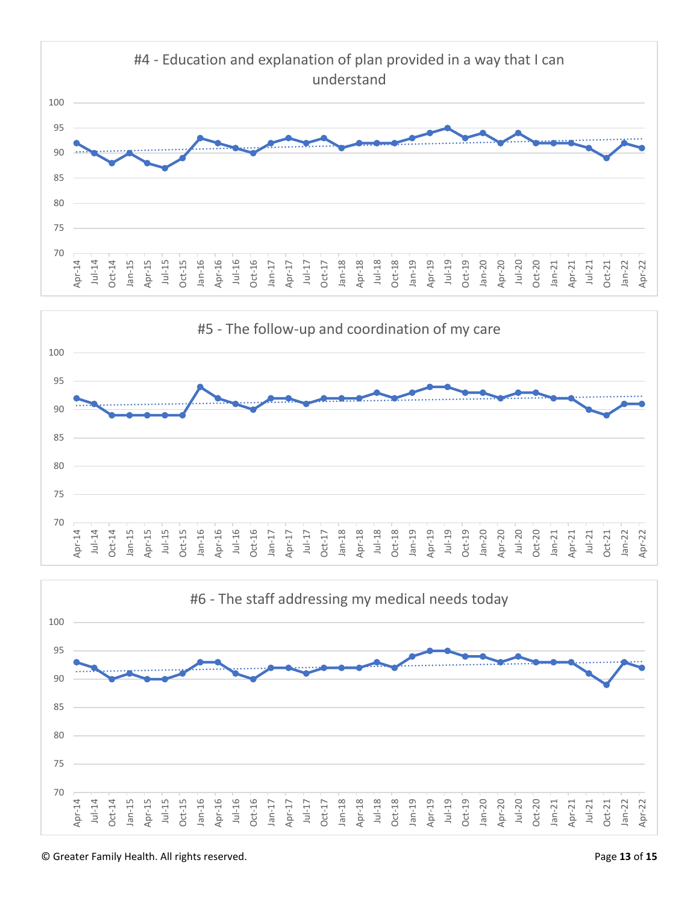#4 - Education and explanation of plan provided in a way that I can understand

#5 - The follow-up and coordination of my care

#6 - The staff addressing my medical needs today

© Greater Family Health. All rights reserved.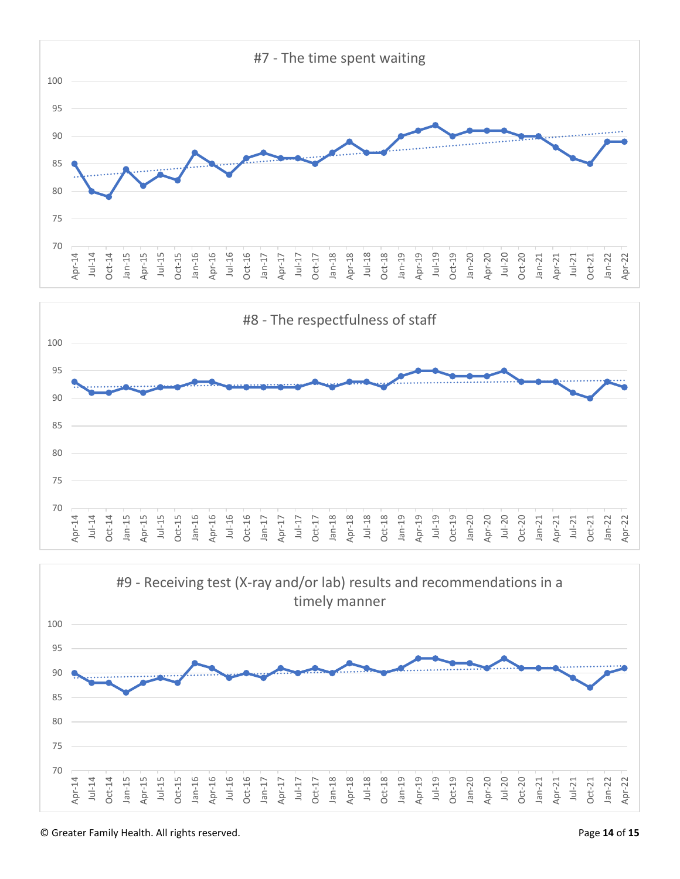#7 - The time spent waiting

#8 - The respectfulness of staff

#9 - Receiving test (X-ray and/or lab) results and recommendations in a timely manner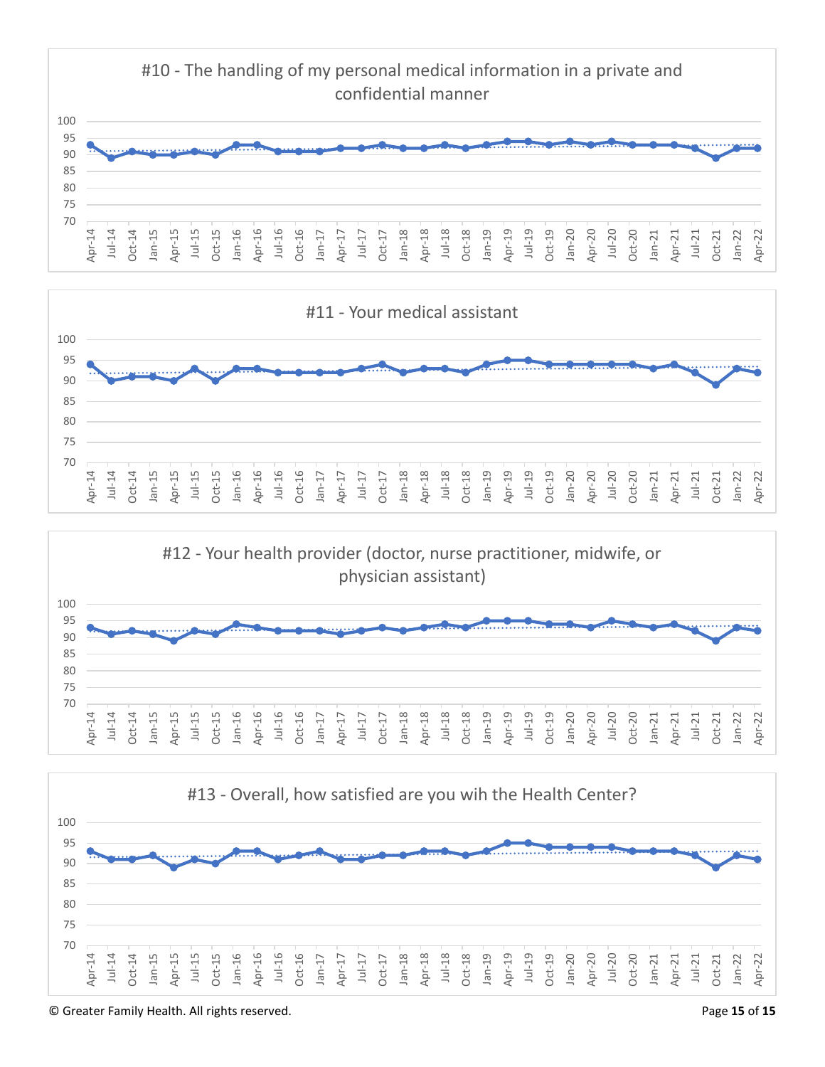#10 - The handling of my personal medical information in a private and confidential manner

100
95
90
85
80
75
70

Apr-14 Jul-14 Oct-14 Jan-15 Apr-15 Jul-15 Oct-15 Jan-16 Apr-16 Jul-16 Oct-16 Jan-17 Apr-17 Jul-17 Oct-17 Jan-18 Apr-18 Jul-18 Oct-18 Jan-19 Apr-19 Jul-19 Oct-19 Jan-20 Apr-20 Jul-20 Oct-20 Jan-21 Apr-21 Jul-21 Oct-21 Jan-22 Apr-22

#11 - Your medical assistant

100
95
90
85
80
75
70

Apr-14 Jul-14 Oct-14 Jan-15 Apr-15 Jul-15 Oct-15 Jan-16 Apr-16 Jul-16 Oct-16 Jan-17 Apr-17 Jul-17 Oct-17 Jan-18 Apr-18 Jul-18 Oct-18 Jan-19 Apr-19 Jul-19 Oct-19 Jan-20 Apr-20 Jul-20 Oct-20 Jan-21 Apr-21 Jul-21 Oct-21 Jan-22 Apr-22

#12 - Your health provider (doctor, nurse practitioner, midwife, or physician assistant)

100
95
90
85
80
75
70

Apr-14 Jul-14 Oct-14 Jan-15 Apr-15 Jul-15 Oct-15 Jan-16 Apr-16 Jul-16 Oct-16 Jan-17 Apr-17 Jul-17 Oct-17 Jan-18 Apr-18 Jul-18 Oct-18 Jan-19 Apr-19 Jul-19 Oct-19 Jan-20 Apr-20 Jul-20 Oct-20 Jan-21 Apr-21 Jul-21 Oct-21 Jan-22 Apr-22

#13 - Overall, how satisfied are you wih the Health Center?

100
95
90
85
80
75
70

Apr-14 Jul-14 Oct-14 Jan-15 Apr-15 Jul-15 Oct-15 Jan-16 Apr-16 Jul-16 Oct-16 Jan-17 Apr-17 Jul-17 Oct-17 Jan-18 Apr-18 Jul-18 Oct-18 Jan-19 Apr-19 Jul-19 Oct-19 Jan-20 Apr-20 Jul-20 Oct-20 Jan-21 Apr-21 Jul-21 Oct-21 Jan-22 Apr-22

© Greater Family Health. All rights reserved.